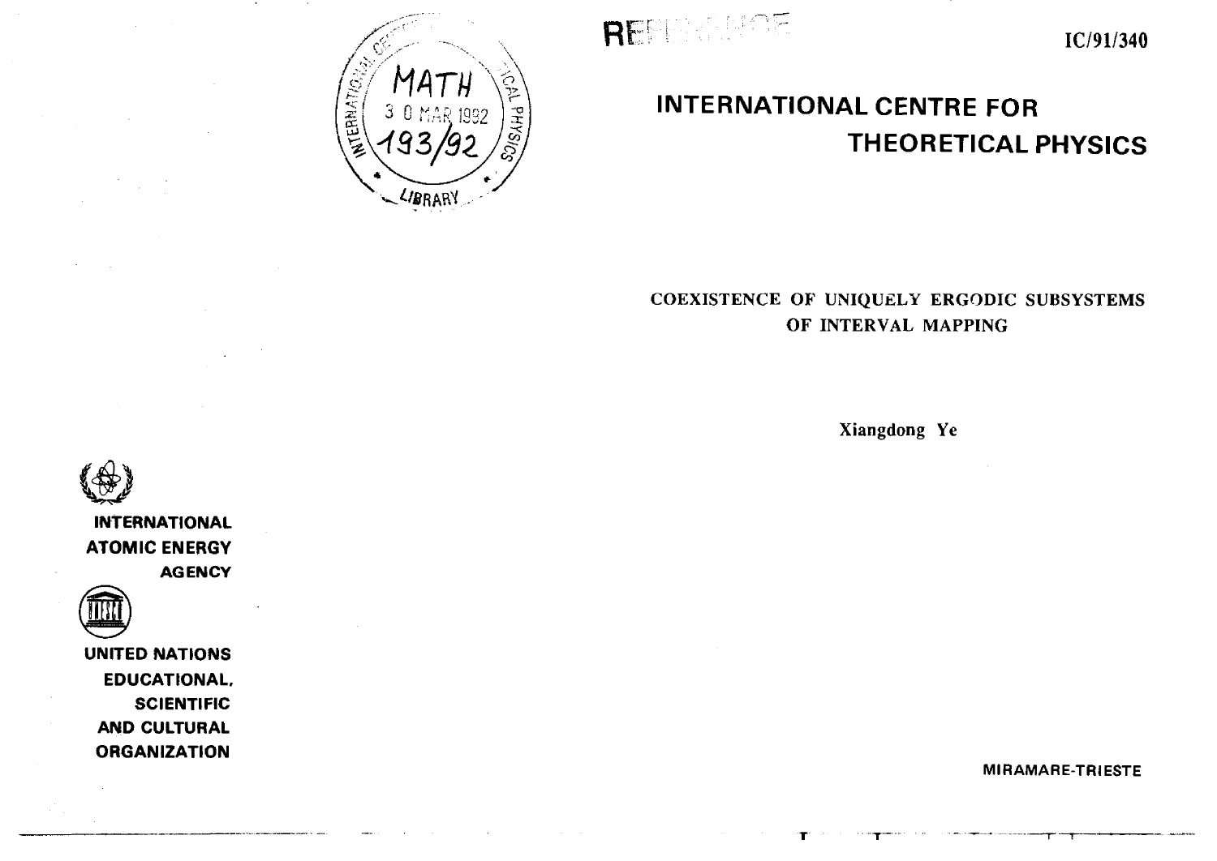IC/91/340

# INTERNATIONAL CENTRE FOR THEORETICAL PHYSICS

## COEXISTENCE OF UNIQUELY ERGODIC SUBSYSTEMS OF INTERVAL MAPPING

Xiangdong Ye

INTERNATIONAL ATOMIC ENERGY AGENCY

UNITED NATIONS EDUCATIONAL, SCIENTIFIC AND CULTURAL ORGANIZATION

MIRAMARE-TRIESTE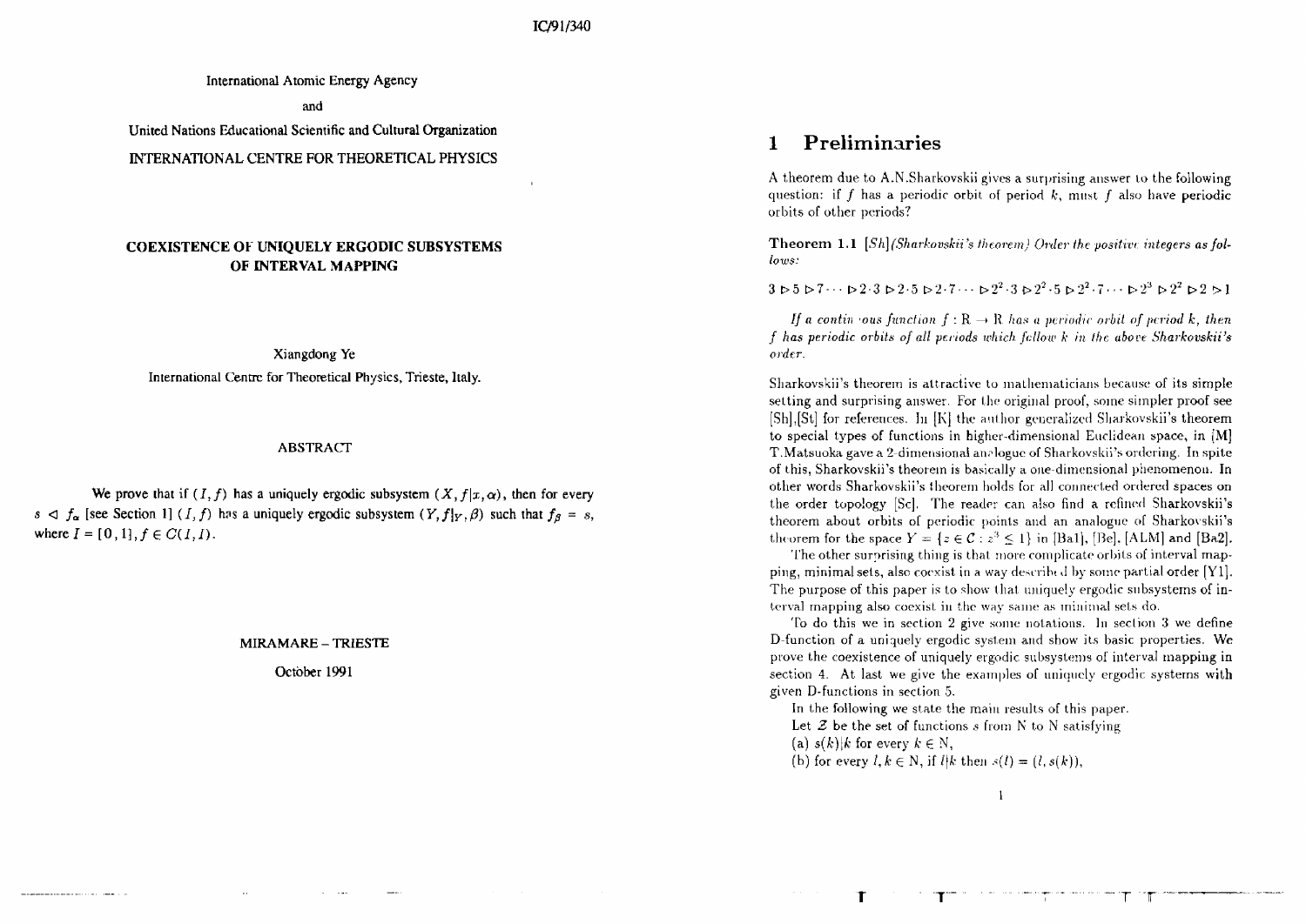IC/91/340

International Atomic Energy Agency

and

United Nations Educational Scientific and Cultural Organization

INTERNATIONAL CENTRE FOR THEORETICAL PHYSICS

**COEXISTENCE OF UNIQUELY ERGODIC SUBSYSTEMS OF INTERVAL MAPPING**

Xiangdong Ye

International Centre for Theoretical Physics, Trieste, Italy.

ABSTRACT

We prove that if $(I,f)$ has a uniquely ergodic subsystem $(X, f|x, \alpha)$, then for every $s \lhd f_\alpha$ [see Section 1] $(I,f)$ has a uniquely ergodic subsystem $(Y, f|_Y, \beta)$ such that $f_\beta = s$, where $I = [0,1], f \in C(I,I)$.

MIRAMARE – TRIESTE

October 1991

# 1 Preliminaries

A theorem due to A.N.Sharkovskii gives a surprising answer to the following question: if $f$ has a periodic orbit of period $k$, must $f$ also have periodic orbits of other periods?

**Theorem 1.1** [*Sh*]*(Sharkovskii's theorem) Order the positive integers as follows:*

$$3 \rhd 5 \rhd 7 \cdots \rhd 2\cdot 3 \rhd 2\cdot 5 \rhd 2\cdot 7 \cdots \rhd 2^2\cdot 3 \rhd 2^2\cdot 5 \rhd 2^2\cdot 7 \cdots \rhd 2^3 \rhd 2^2 \rhd 2 \rhd 1$$

*If a continuous function $f : \mathbb{R} \to \mathbb{R}$ has a periodic orbit of period $k$, then $f$ has periodic orbits of all periods which follow $k$ in the above Sharkovskii's order.*

Sharkovskii's theorem is attractive to mathematicians because of its simple setting and surprising answer. For the original proof, some simpler proof see [Sh],[St] for references. In [K] the author generalized Sharkovskii's theorem to special types of functions in higher-dimensional Euclidean space, in [M] T.Matsuoka gave a 2-dimensional analogue of Sharkovskii's ordering. In spite of this, Sharkovskii's theorem is basically a one-dimensional phenomenon. In other words Sharkovskii's theorem holds for all connected ordered spaces on the order topology [Sc]. The reader can also find a refined Sharkovskii's theorem about orbits of periodic points and an analogue of Sharkovskii's theorem for the space $Y = \{z \in \mathcal{C} : z^3 \leq 1\}$ in [Ba1], [Be], [ALM] and [Ba2].

The other surprising thing is that more complicate orbits of interval mapping, minimal sets, also coexist in a way described by some partial order [Y1]. The purpose of this paper is to show that uniquely ergodic subsystems of interval mapping also coexist in the way same as minimal sets do.

To do this we in section 2 give some notations. In section 3 we define D-function of a uniquely ergodic system and show its basic properties. We prove the coexistence of uniquely ergodic subsystems of interval mapping in section 4. At last we give the examples of uniquely ergodic systems with given D-functions in section 5.

In the following we state the main results of this paper.

Let $\mathcal{Z}$ be the set of functions $s$ from $\mathbb{N}$ to $\mathbb{N}$ satisfying

(a) $s(k)|k$ for every $k \in \mathbb{N}$,

(b) for every $l, k \in \mathbb{N}$, if $l|k$ then $s(l) = (l, s(k))$,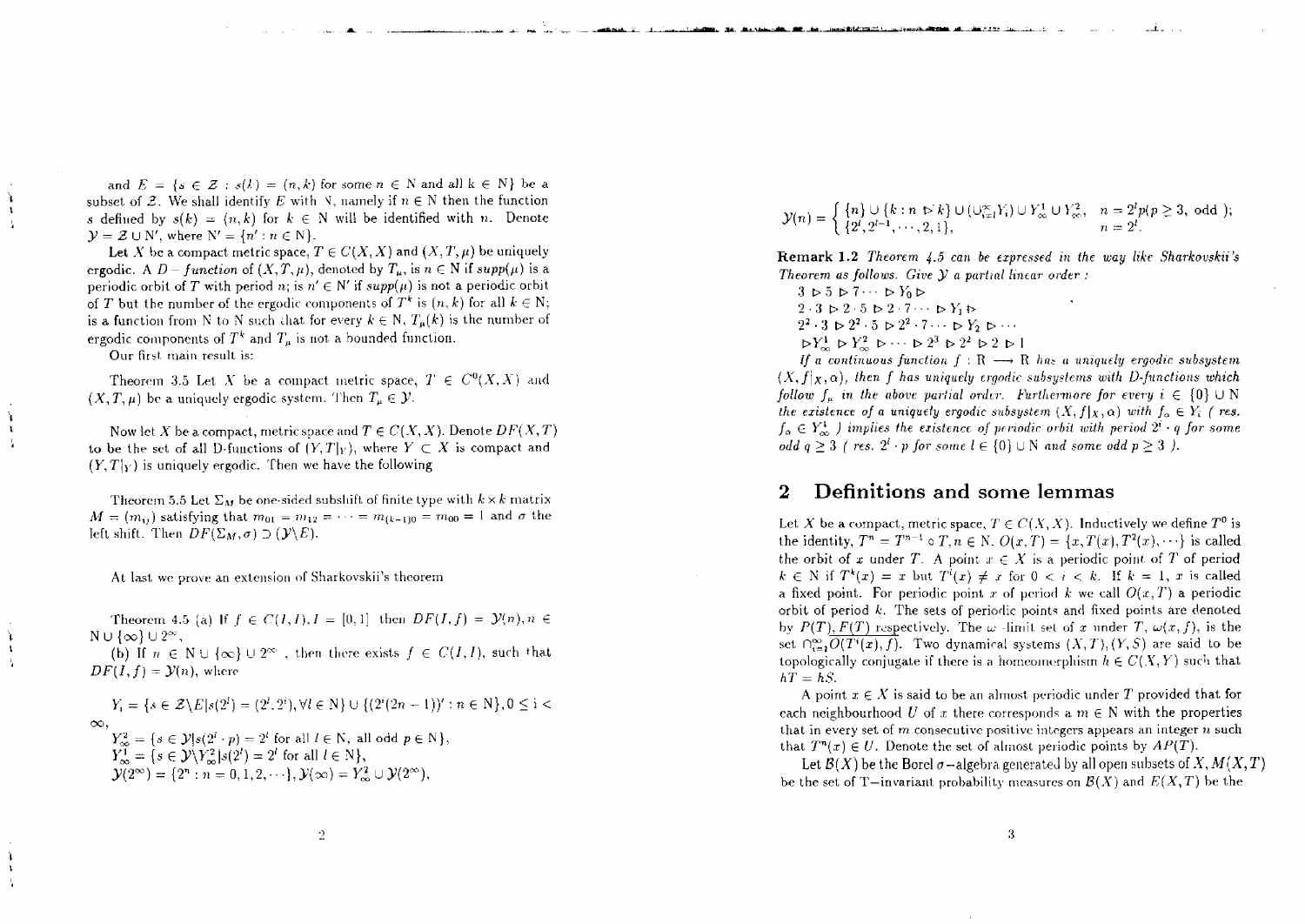and $E = \{s \in \mathcal{Z} : s(k) = (n, k)$ for some $n \in \mathbb{N}$ and all $k \in \mathbb{N}\}$ be a subset of $\mathcal{Z}$. We shall identify $E$ with $\mathbb{N}$, namely if $n \in \mathbb{N}$ then the function $s$ defined by $s(k) = (n, k)$ for $k \in \mathbb{N}$ will be identified with $n$. Denote $\mathcal{Y} = \mathcal{Z} \cup \mathbb{N}'$, where $\mathbb{N}' = \{n' : n \in \mathbb{N}\}$.

Let $X$ be a compact metric space, $T \in C(X, X)$ and $(X, T, \mu)$ be uniquely ergodic. A $D-function$ of $(X, T, \mu)$, denoted by $T_\mu$, is $n \in \mathbb{N}$ if $supp(\mu)$ is a periodic orbit of $T$ with period $n$; is $n' \in \mathbb{N}'$ if $supp(\mu)$ is not a periodic orbit of $T$ but the number of the ergodic components of $T^k$ is $(n, k)$ for all $k \in \mathbb{N}$; is a function from $\mathbb{N}$ to $\mathbb{N}$ such that for every $k \in \mathbb{N}$, $T_\mu(k)$ is the number of ergodic components of $T^k$ and $T_\mu$ is not a bounded function.

Our first main result is:

Theorem 3.5 Let $X$ be a compact metric space, $T \in C^0(X, X)$ and $(X, T, \mu)$ be a uniquely ergodic system. Then $T_\mu \in \mathcal{Y}$.

Now let $X$ be a compact, metric space and $T \in C(X, X)$. Denote $DF(X, T)$ to be the set of all D-functions of $(Y, T|_Y)$, where $Y \subset X$ is compact and $(Y, T|_Y)$ is uniquely ergodic. Then we have the following

Theorem 5.5 Let $\Sigma_M$ be one-sided subshift of finite type with $k \times k$ matrix $M = (m_{ij})$ satisfying that $m_{01} = m_{12} = \cdots = m_{(k-1)0} = m_{00} = 1$ and $\sigma$ the left shift. Then $DF(\Sigma_M, \sigma) \supset (\mathcal{Y} \backslash E)$.

At last we prove an extension of Sharkovskii's theorem

Theorem 4.5 (a) If $f \in C(I, I), I = [0, 1]$ then $DF(I, f) = \mathcal{Y}(n), n \in \mathbb{N} \cup \{\infty\} \cup 2^\infty$,

(b) If $n \in \mathbb{N} \cup \{\infty\} \cup 2^\infty$, then there exists $f \in C(I, I)$, such that $DF(I, f) = \mathcal{Y}(n)$, where

$Y_i = \{s \in \mathcal{Z} \backslash E | s(2^l) = (2^i, 2^i), \forall l \in \mathbb{N}\} \cup \{(2^i(2n-1))' : n \in \mathbb{N}\}, 0 \leq i < \infty$,

$Y_\infty^2 = \{s \in \mathcal{Y} | s(2^l \cdot p) = 2^l$ for all $l \in \mathbb{N}$, all odd $p \in \mathbb{N}\}$,

$Y_\infty^1 = \{s \in \mathcal{Y} \backslash Y_\infty^2 | s(2^l) = 2^l$ for all $l \in \mathbb{N}\}$,

$\mathcal{Y}(2^\infty) = \{2^n : n = 0, 1, 2, \cdots\}, \mathcal{Y}(\infty) = Y_\infty^2 \cup \mathcal{Y}(2^\infty)$,

$$\mathcal{Y}(n) = \begin{cases} \{n\} \cup \{k : n \rhd k\} \cup (\cup_{i=l}^\infty Y_i) \cup Y_\infty^1 \cup Y_\infty^2, & n = 2^l p (p \geq 3, \text{ odd }); \\ \{2^l, 2^{l-1}, \cdots, 2, 1\}, & n = 2^l. \end{cases}$$

**Remark 1.2** *Theorem 4.5 can be expressed in the way like Sharkovskii's Theorem as follows. Give $\mathcal{Y}$ a partial linear order :*

$3 \rhd 5 \rhd 7 \cdots \rhd Y_0 \rhd$

$2 \cdot 3 \rhd 2 \cdot 5 \rhd 2 \cdot 7 \cdots \rhd Y_1 \rhd$

$2^2 \cdot 3 \rhd 2^2 \cdot 5 \rhd 2^2 \cdot 7 \cdots \rhd Y_2 \rhd \cdots$

$\rhd Y_\infty^1 \rhd Y_\infty^2 \rhd \cdots \rhd 2^3 \rhd 2^2 \rhd 2 \rhd 1$

*If a continuous function $f : \mathbb{R} \longrightarrow \mathbb{R}$ has a uniquely ergodic subsystem $(X, f|_X, \alpha)$, then $f$ has uniquely ergodic subsystems with D-functions which follow $f_\mu$ in the above partial order. Furthermore for every $i \in \{0\} \cup \mathbb{N}$ the existence of a uniquely ergodic subsystem $(X, f|_X, \alpha)$ with $f_\alpha \in Y_i$ ( res. $f_\alpha \in Y_\infty^1$ ) implies the existence of periodic orbit with period $2^i \cdot q$ for some odd $q \geq 3$ ( res. $2^l \cdot p$ for some $l \in \{0\} \cup \mathbb{N}$ and some odd $p \geq 3$ ).*

## 2 Definitions and some lemmas

Let $X$ be a compact, metric space, $T \in C(X, X)$. Inductively we define $T^0$ is the identity, $T^n = T^{n-1} \circ T, n \in \mathbb{N}$. $O(x, T) = \{x, T(x), T^2(x), \cdots\}$ is called the orbit of $x$ under $T$. A point $x \in X$ is a periodic point of $T$ of period $k \in \mathbb{N}$ if $T^k(x) = x$ but $T^i(x) \neq x$ for $0 < i < k$. If $k = 1$, $x$ is called a fixed point. For periodic point $x$ of period $k$ we call $O(x, T)$ a periodic orbit of period $k$. The sets of periodic points and fixed points are denoted by $P(T), F(T)$ respectively. The $\omega$-limit set of $x$ under $T$, $\omega(x, f)$, is the set $\cap_{i=1}^\infty \overline{O(T^i(x), f)}$. Two dynamical systems $(X, T), (Y, S)$ are said to be topologically conjugate if there is a homeomorphism $h \in C(X, Y)$ such that $hT = hS$.

A point $x \in X$ is said to be an almost periodic under $T$ provided that for each neighbourhood $U$ of $x$ there corresponds a $m \in \mathbb{N}$ with the properties that in every set of $m$ consecutive positive integers appears an integer $n$ such that $T^n(x) \in U$. Denote the set of almost periodic points by $AP(T)$.

Let $\mathcal{B}(X)$ be the Borel $\sigma-$algebra generated by all open subsets of $X$, $M(X, T)$ be the set of T$-$invariant probability measures on $\mathcal{B}(X)$ and $E(X, T)$ be the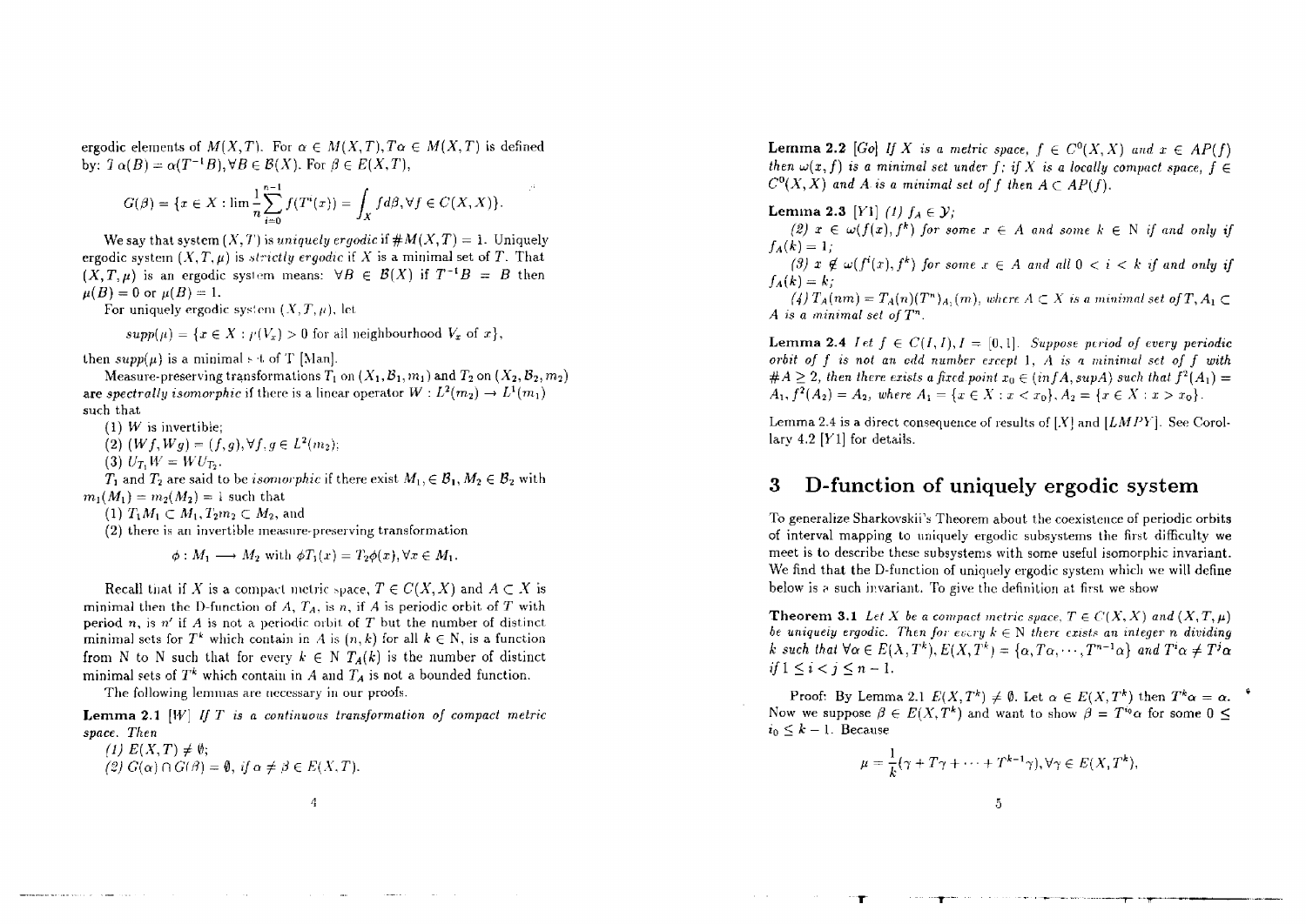ergodic elements of $M(X,T)$. For $\alpha \in M(X,T), T\alpha \in M(X,T)$ is defined by: $T\alpha(B) = \alpha(T^{-1}B), \forall B \in \mathcal{B}(X)$. For $\beta \in E(X,T)$,

$$G(\beta) = \{x \in X : \lim \frac{1}{n}\sum_{i=0}^{n-1} f(T^i(x)) = \int_X f d\beta, \forall f \in C(X,X)\}.$$

We say that system $(X,T)$ is *uniquely ergodic* if $\#M(X,T) = 1$. Uniquely ergodic system $(X,T,\mu)$ is *strictly ergodic* if $X$ is a minimal set of $T$. That $(X,T,\mu)$ is an ergodic system means: $\forall B \in \mathcal{B}(X)$ if $T^{-1}B = B$ then $\mu(B) = 0$ or $\mu(B) = 1$.

For uniquely ergodic system $(X,T,\mu)$, let

$supp(\mu) = \{x \in X : \mu(V_x) > 0$ for all neighbourhood $V_x$ of $x\}$,

then $supp(\mu)$ is a minimal set of T [Man].

Measure-preserving transformations $T_1$ on $(X_1, \mathcal{B}_1, m_1)$ and $T_2$ on $(X_2, \mathcal{B}_2, m_2)$ are *spectrally isomorphic* if there is a linear operator $W : L^2(m_2) \to L^1(m_1)$ such that

(1) $W$ is invertible;

(2) $(Wf, Wg) = (f,g), \forall f,g \in L^2(m_2)$;

(3) $U_{T_1}W = WU_{T_2}$.

$T_1$ and $T_2$ are said to be *isomorphic* if there exist $M_1 \in \mathcal{B}_1, M_2 \in \mathcal{B}_2$ with $m_1(M_1) = m_2(M_2) = 1$ such that

(1) $T_1M_1 \subset M_1, T_2m_2 \subset M_2$, and

(2) there is an invertible measure-preserving transformation

$$\phi : M_1 \longrightarrow M_2 \text{ with } \phi T_1(x) = T_2\phi(x), \forall x \in M_1.$$

Recall that if $X$ is a compact metric space, $T \in C(X,X)$ and $A \subset X$ is minimal then the D-function of $A$, $T_A$, is $n$, if $A$ is periodic orbit of $T$ with period $n$, is $n'$ if $A$ is not a periodic orbit of $T$ but the number of distinct minimal sets for $T^k$ which contain in $A$ is $(n,k)$ for all $k \in N$, is a function from N to N such that for every $k \in N$ $T_A(k)$ is the number of distinct minimal sets of $T^k$ which contain in $A$ and $T_A$ is not a bounded function.

The following lemmas are necessary in our proofs.

**Lemma 2.1** [W] *If $T$ is a continuous transformation of compact metric space. Then*

*(1) $E(X,T) \neq \emptyset$;*

*(2) $G(\alpha) \cap G(\beta) = \emptyset$, if $\alpha \neq \beta \in E(X,T)$.*

**Lemma 2.2** [Go] *If $X$ is a metric space, $f \in C^0(X,X)$ and $x \in AP(f)$ then $\omega(x,f)$ is a minimal set under $f$; if $X$ is a locally compact space, $f \in C^0(X,X)$ and $A$ is a minimal set of $f$ then $A \subset AP(f)$.*

**Lemma 2.3** [Y1] *(1) $f_A \in \mathcal{Y}$;*

*(2) $x \in \omega(f(x), f^k)$ for some $x \in A$ and some $k \in$ N if and only if $f_A(k) = 1$;*

*(3) $x \notin \omega(f^i(x), f^k)$ for some $x \in A$ and all $0 < i < k$ if and only if $f_A(k) = k$;*

*(4) $T_A(nm) = T_A(n)(T^n)_{A_1}(m)$, where $A \subset X$ is a minimal set of $T$, $A_1 \subset A$ is a minimal set of $T^n$.*

**Lemma 2.4** *Let $f \in C(I,I), I = [0,1]$. Suppose period of every periodic orbit of $f$ is not an odd number except 1, $A$ is a minimal set of $f$ with $\#A \geq 2$, then there exists a fixed point $x_0 \in (infA, supA)$ such that $f^2(A_1) = A_1, f^2(A_2) = A_2$, where $A_1 = \{x \in X : x < x_0\}, A_2 = \{x \in X : x > x_0\}$.*

Lemma 2.4 is a direct consequence of results of [X] and [LMPY]. See Corollary 4.2 [Y1] for details.

# 3 D-function of uniquely ergodic system

To generalize Sharkovskii's Theorem about the coexistence of periodic orbits of interval mapping to uniquely ergodic subsystems the first difficulty we meet is to describe these subsystems with some useful isomorphic invariant. We find that the D-function of uniquely ergodic system which we will define below is a such invariant. To give the definition at first we show

**Theorem 3.1** *Let $X$ be a compact metric space, $T \in C(X,X)$ and $(X,T,\mu)$ be uniquely ergodic. Then for every $k \in$ N there exists an integer $n$ dividing $k$ such that $\forall \alpha \in E(X,T^k), E(X,T^k) = \{\alpha, T\alpha, \cdots, T^{n-1}\alpha\}$ and $T^i\alpha \neq T^j\alpha$ if $1 \leq i < j \leq n-1$.*

Proof: By Lemma 2.1 $E(X,T^k) \neq \emptyset$. Let $\alpha \in E(X,T^k)$ then $T^k\alpha = \alpha$. Now we suppose $\beta \in E(X,T^k)$ and want to show $\beta = T^{i_0}\alpha$ for some $0 \leq i_0 \leq k-1$. Because

$$\mu = \frac{1}{k}(\gamma + T\gamma + \cdots + T^{k-1}\gamma), \forall \gamma \in E(X,T^k),$$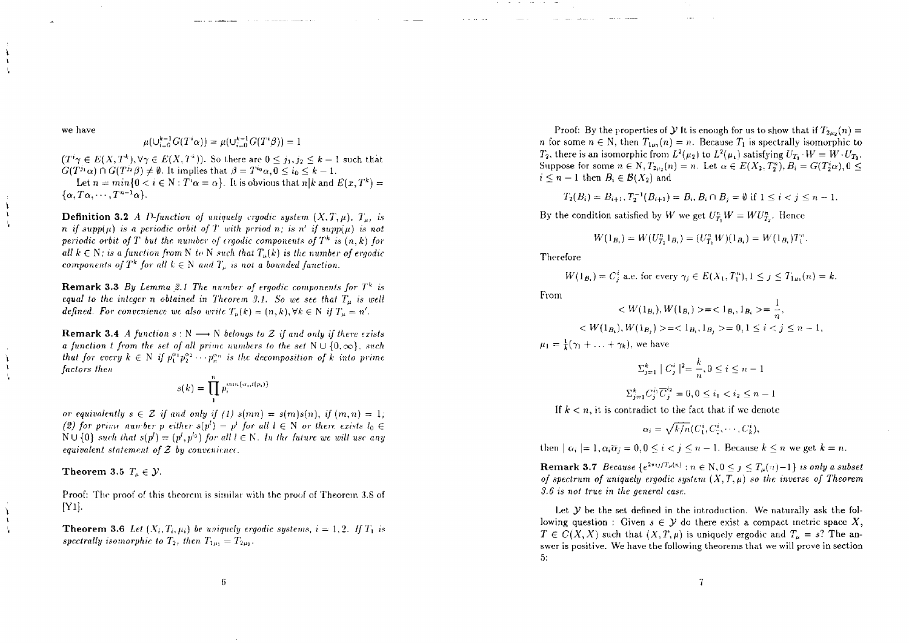we have

$$\mu(\cup_{i=0}^{k-1} G(T^i\alpha)) = \mu(\cup_{i=0}^{k-1} G(T^i\beta)) = 1$$

$(T^i\gamma \in E(X,T^k), \forall\gamma \in E(X,T^k))$. So there are $0 \le j_1, j_2 \le k-1$ such that $G(T^{j_1}\alpha) \cap G(T^{j_2}\beta) \neq \emptyset$. It implies that $\beta = T^{i_0}\alpha, 0 \le i_0 \le k-1$.

Let $n = min\{0 < i \in \mathbb{N} : T^i\alpha = \alpha\}$. It is obvious that $n|k$ and $E(x,T^k) = \{\alpha, T\alpha, \cdots, T^{n-1}\alpha\}$.

**Definition 3.2** *A D-function of uniquely ergodic system $(X,T,\mu)$, $T_\mu$, is $n$ if $supp(\mu)$ is a periodic orbit of $T$ with period $n$; is $n'$ if $supp(\mu)$ is not periodic orbit of $T$ but the number of ergodic components of $T^k$ is $(n,k)$ for all $k \in \mathbb{N}$; is a function from $\mathbb{N}$ to $\mathbb{N}$ such that $T_\mu(k)$ is the number of ergodic components of $T^k$ for all $k \in \mathbb{N}$ and $T_\mu$ is not a bounded function.*

**Remark 3.3** *By Lemma 2.1 The number of ergodic components for $T^k$ is equal to the integer $n$ obtained in Theorem 3.1. So we see that $T_\mu$ is well defined. For convenience we also write $T_\mu(k) = (n,k), \forall k \in \mathbb{N}$ if $T_\mu = n'$.*

**Remark 3.4** *A function $s : \mathbb{N} \longrightarrow \mathbb{N}$ belongs to $\mathcal{Z}$ if and only if there exists a function $t$ from the set of all prime numbers to the set $\mathbb{N} \cup \{0,\infty\}$, such that for every $k \in \mathbb{N}$ if $p_1^{\alpha_1}p_2^{\alpha_2}\cdots p_n^{\alpha_n}$ is the decomposition of $k$ into prime factors then*

$$s(k) = \prod_1^n p_i^{min(\alpha_i, t(p_i))}$$

*or equivalently $s \in \mathcal{Z}$ if and only if (1) $s(mn) = s(m)s(n)$, if $(m,n) = 1$; (2) for prime number $p$ either $s(p^l) = p^l$ for all $l \in \mathbb{N}$ or there exists $l_0 \in \mathbb{N} \cup \{0\}$ such that $s(p^l) = (p^l, p^{l_0})$ for all $l \in \mathbb{N}$. In the future we will use any equivalent statement of $\mathcal{Z}$ by convenience.*

**Theorem 3.5** *$T_\mu \in \mathcal{Y}$.*

Proof: The proof of this theorem is similar with the proof of Theorem 3.8 of [Y1].

**Theorem 3.6** *Let $(X_i, T_i, \mu_i)$ be uniquely ergodic systems, $i = 1,2$. If $T_1$ is spectrally isomorphic to $T_2$, then $T_{1\mu_1} = T_{2\mu_2}$.*

Proof: By the properties of $\mathcal{Y}$ It is enough for us to show that if $T_{2\mu_2}(n) = n$ for some $n \in \mathbb{N}$, then $T_{1\mu_1}(n) = n$. Because $T_1$ is spectrally isomorphic to $T_2$, there is an isomorphic from $L^2(\mu_2)$ to $L^2(\mu_1)$ satisfying $U_{T_1} \cdot W = W \cdot U_{T_2}$. Suppose for some $n \in \mathbb{N}, T_{2\mu_2}(n) = n$. Let $\alpha \in E(X_2, T_2^n), B_i = G(T_2^i\alpha), 0 \le i \le n-1$ then $B_i \in \mathcal{B}(X_2)$ and

$$T_2(B_i) = B_{i+1}, T_2^{-1}(B_{i+1}) = B_i, B_i \cap B_j = \emptyset \text{ if } 1 \le i < j \le n-1.$$

By the condition satisfied by $W$ we get $U_{T_1}^n W = W U_{T_2}^n$. Hence

$$W(1_{B_i}) = W(U_{T_2}^n 1_{B_i}) = (U_{T_1}^n W)(1_{B_i}) = W(1_{B_i})T_1^n.$$

Therefore

$$W(1_{B_i}) = C_j^i \text{ a.e. for every } \gamma_j \in E(X_1, T_1^n), 1 \le j \le T_{1\mu_1}(n) = k.$$

From

$$< W(1_{B_i}), W(1_{B_i}) > = < 1_{B_i}, 1_{B_i} > = \frac{1}{n},$$

$$< W(1_{B_i}), W(1_{B_j}) > = < 1_{B_i}, 1_{B_j} > = 0, 1 \le i < j \le n-1,$$

$\mu_1 = \frac{1}{k}(\gamma_1 + \ldots + \gamma_k)$, we have

$$\Sigma_{j=1}^k \mid C_j^i \mid^2 = \frac{k}{n}, 0 \le i \le n-1$$

$$\Sigma_{j=1}^k C_j^{i_1}\overline{C_j^{i_2}} = 0, 0 \le i_1 < i_2 \le n-1$$

If $k < n$, it is contradict to the fact that if we denote

$$\alpha_i = \sqrt{k/n}(C_1^i, C_2^i, \cdots, C_k^i),$$

then $\mid \alpha_i \mid = 1, \alpha_i\overline{\alpha}_j = 0, 0 \le i < j \le n-1$. Because $k \le n$ we get $k = n$.

**Remark 3.7** *Because $\{e^{2\pi i j/T_\mu(n)} : n \in \mathbb{N}, 0 \le j \le T_\mu(n)-1\}$ is only a subset of spectrum of uniquely ergodic system $(X,T,\mu)$ so the inverse of Theorem 3.6 is not true in the general case.*

Let $\mathcal{Y}$ be the set defined in the introduction. We naturally ask the following question : Given $s \in \mathcal{Y}$ do there exist a compact metric space $X$, $T \in C(X,X)$ such that $(X,T,\mu)$ is uniquely ergodic and $T_\mu = s$? The answer is positive. We have the following theorems that we will prove in section 5: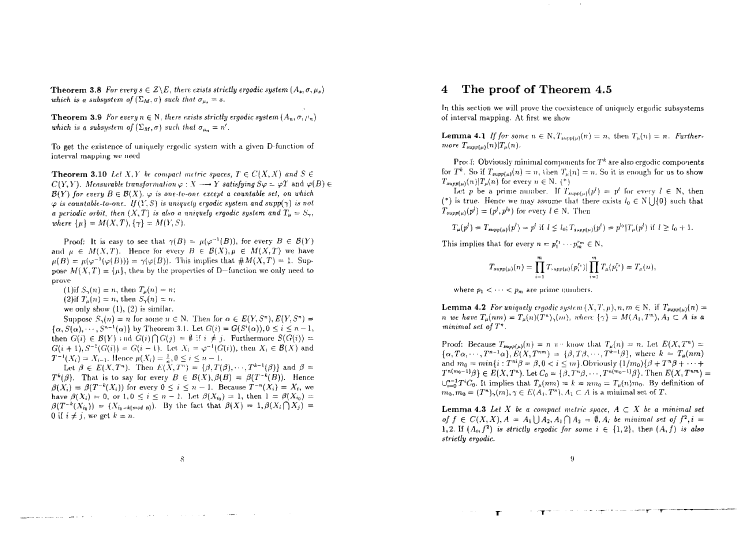**Theorem 3.8** *For every $s \in Z \backslash E$, there exists strictly ergodic system $(A_s, \sigma, \mu_s)$ which is a subsystem of $(\Sigma_M, \sigma)$ such that $\sigma_{\mu_s} = s$.*

**Theorem 3.9** *For every $n \in N$, there exists strictly ergodic system $(A_n, \sigma, \mu_n)$ which is a subsystem of $(\Sigma_M, \sigma)$ such that $\sigma_{\mu_n} = n'$.*

To get the existence of uniquely ergodic system with a given D-function of interval mapping we need

**Theorem 3.10** *Let $X, Y$ be compact metric spaces, $T \in C(X,X)$ and $S \in C(Y,Y)$. Measurable transformation $\varphi : X \longrightarrow Y$ satisfying $S\varphi = \varphi T$ and $\varphi(B) \in \mathcal{B}(Y)$ for every $B \in \mathcal{B}(X)$. $\varphi$ is one-to-one except a countable set, on which $\varphi$ is countable-to-one. If $(Y, S)$ is uniquely ergodic system and $supp(\gamma)$ is not a periodic orbit, then $(X,T)$ is also a uniquely ergodic system and $T_\mu = S_\gamma$, where $\{\mu\} = M(X,T), \{\gamma\} = M(Y,S)$.*

Proof: It is easy to see that $\gamma(B) = \mu(\varphi^{-1}(B))$, for every $B \in \mathcal{B}(Y)$ and $\mu \in M(X,T)$. Hence for every $B \in \mathcal{B}(X), \mu \in M(X,T)$ we have $\mu(B) = \mu(\varphi^{-1}(\varphi(B))) = \gamma(\varphi(B))$. This implies that $\# M(X,T) = 1$. Suppose $M(X,T) = \{\mu\}$, then by the properties of D-function we only need to prove

(1) if $S_\gamma(n) = n$, then $T_\mu(n) = n$;

(2) if $T_\mu(n) = n$, then $S_\gamma(n) = n$.

we only show (1), (2) is similar.

Suppose $S_\gamma(n) = n$ for some $n \in N$. Then for $\alpha \in E(Y, S^n), E(Y, S^n) = \{\alpha, S(\alpha), \cdots, S^{n-1}(\alpha)\}$ by Theorem 3.1. Let $G(i) = G(S^i(\alpha)), 0 \leq i \leq n-1$, then $G(i) \in \mathcal{B}(Y)$ and $G(i) \bigcap G(j) = \emptyset$ if $i \neq j$. Furthermore $S(G(i)) = G(i+1), S^{-1}(G(i)) = G(i-1)$. Let $X_i = \varphi^{-1}(G(i))$, then $X_i \in \mathcal{B}(X)$ and $T^{-1}(X_i) = X_{i-1}$. Hence $\mu(X_i) = \frac{1}{n}, 0 \leq i \leq n-1$.

Let $\beta \in E(X, T^n)$. Then $E(X, T^n) = \{\beta, T(\beta), \cdots, T^{k-1}(\beta)\}$ and $\beta = T^k(\beta)$. That is to say for every $B \in \mathcal{B}(X), \beta(B) = \beta(T^{-k}(B))$. Hence $\beta(X_i) = \beta(T^{-k}(X_i))$ for every $0 \leq i \leq n-1$. Because $T^{-n}(X_i) = X_i$, we have $\beta(X_i) = 0$, or $1, 0 \leq i \leq n-1$. Let $\beta(X_{i_0}) = 1$, then $1 = \beta(X_{i_0}) = \beta(T^{-k}(X_{i_0})) = (X_{i_0 - k (mod\ n)})$. By the fact that $\beta(X) = 1, \beta(X_i \bigcap X_j) = 0$ if $i \neq j$, we get $k = n$.

# 4 The proof of Theorem 4.5

In this section we will prove the coexistence of uniquely ergodic subsystems of interval mapping. At first we show

**Lemma 4.1** *If for some $n \in N, T_{supp(\mu)}(n) = n$, then $T_\mu(n) = n$. Furthermore $T_{supp(\mu)}(n) | T_\mu(n)$.*

Proof: Obviously minimal components for $T^k$ are also ergodic components for $T^k$. So if $T_{supp(\mu)}(n) = n$, then $T_\mu(n) = n$. So it is enough for us to show $T_{supp(\mu)}(n) | T_\mu(n)$ for every $n \in N$. (*)

Let $p$ be a prime number. If $T_{supp(\mu)}(p^l) = p^l$ for every $l \in N$, then (*) is true. Hence we may assume that there exists $l_0 \in N \bigcup \{0\}$ such that $T_{supp(\mu)}(p^l) = (p^l, p^{l_0})$ for every $l \in N$. Then

$$T_\mu(p^l) = T_{supp(\mu)}(p^l) = p^l \text{ if } l \leq l_0; T_{supp(\mu)}(p^l) = p^{l_0} | T_\mu(p^l) \text{ if } l \geq l_0 + 1.$$

This implies that for every $n = p_1^{r_1} \cdots p_m^{r_m} \in N$,

$$T_{supp(\mu)}(n) = \prod_{i=1}^{m} T_{supp(\mu)}(p_i^{r_i}) | \prod_{i=1}^{m} T_\mu(p_i^{r_i}) = T_\mu(n),$$

where $p_1 < \cdots < p_m$ are prime numbers.

**Lemma 4.2** *For uniquely ergodic system $(X, T, \mu), n, m \in N$, if $T_{supp(\mu)}(n) = n$ we have $T_\mu(nm) = T_\mu(n)(T^n)_\gamma(m)$, where $\{\gamma\} = M(A_1, T^n), A_1 \subset A$ is a minimal set of $T^n$.*

Proof: Because $T_{supp(\mu)}(n) = n$ we know that $T_\mu(n) = n$. Let $E(X, T^n) = \{\alpha, T\alpha, \cdots, T^{n-1}\alpha\}, E(X, T^{nm}) = \{\beta, T\beta, \cdots, T^{k-1}\beta\}$, where $k = T_\mu(nm)$ and $m_0 = min\{i : T^{ni}\beta = \beta, 0 < i \leq m\}$. Obviously $(1/m_0)\{\beta + T^n\beta + \cdots + T^{n(m_0-1)}\beta\} \in E(X, T^n)$. Let $C_0 = \{\beta, T^n\beta, \cdots, T^{n(m_0-1)}\beta\}$. Then $E(X, T^{nm}) = \cup_{i=0}^{n-1} T^i C_0$. It implies that $T_\mu(nm) = k = nm_0 = T_\mu(n)m_0$. By definition of $m_0, m_0 = (T^n)_\gamma(m), \gamma \in E(A_1, T^n), A_1 \subset A$ is a minimal set of $T$.

**Lemma 4.3** *Let $X$ be a compact metric space, $A \subset X$ be a minimal set of $f \in C(X,X), A = A_1 \bigcup A_2, A_1 \bigcap A_2 = \emptyset, A_i$ be minimal set of $f^2, i = 1,2$. If $(A_i, f^2)$ is strictly ergodic for some $i \in \{1,2\}$, then $(A, f)$ is also strictly ergodic.*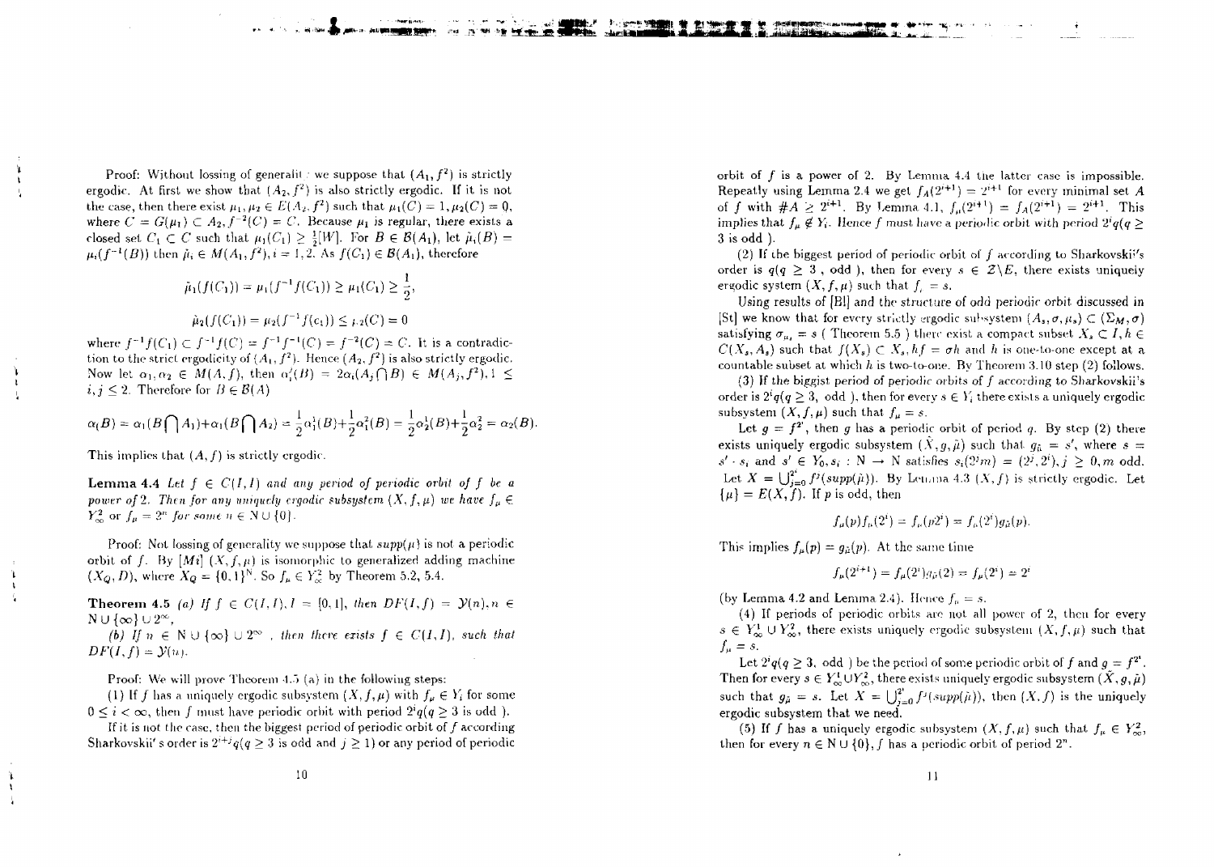Proof: Without lossing of generality we suppose that $(A_1, f^2)$ is strictly ergodic. At first we show that $(A_2, f^2)$ is also strictly ergodic. If it is not the case, then there exist $\mu_1, \mu_2 \in E(A_2, f^2)$ such that $\mu_1(C) = 1, \mu_2(C) = 0$, where $C = G(\mu_1) \subset A_2, f^{-2}(C) = C$. Because $\mu_1$ is regular, there exists a closed set $C_1 \subset C$ such that $\mu_1(C_1) \geq \frac{1}{2}[W]$. For $B \in \mathcal{B}(A_1)$, let $\tilde{\mu}_i(B) = \mu_i(f^{-1}(B))$ then $\tilde{\mu}_i \in M(A_1, f^2), i = 1, 2$. As $f(C_1) \in \mathcal{B}(A_1)$, therefore

$$\tilde{\mu}_1(f(C_1)) = \mu_1(f^{-1}f(C_1)) \geq \mu_1(C_1) \geq \frac{1}{2},$$

$$\tilde{\mu}_2(f(C_1)) = \mu_2(f^{-1}f(c_1)) \leq \mu_2(C) = 0$$

where $f^{-1}f(C_1) \subset f^{-1}f(C) = f^{-1}f^{-1}(C) = f^{-2}(C) = C$. It is a contradiction to the strict ergodicity of $(A_1, f^2)$. Hence $(A_2, f^2)$ is also strictly ergodic. Now let $\alpha_1, \alpha_2 \in M(A, f)$, then $\alpha_i^j(B) = 2\alpha_i(A_j \bigcap B) \in M(A_j, f^2), 1 \leq i, j \leq 2$. Therefore for $B \in \mathcal{B}(A)$

$$\alpha_1(B) = \alpha_1(B \bigcap A_1) + \alpha_1(B \bigcap A_2) = \frac{1}{2}\alpha_1^1(B) + \frac{1}{2}\alpha_1^2(B) = \frac{1}{2}\alpha_2^1(B) + \frac{1}{2}\alpha_2^2 = \alpha_2(B).$$

This implies that $(A, f)$ is strictly ergodic.

**Lemma 4.4** *Let $f \in C(I, I)$ and any period of periodic orbit of $f$ be a power of 2. Then for any uniquely ergodic subsystem $(X, f, \mu)$ we have $f_\mu \in Y_\infty^2$ or $f_\mu = 2^n$ for some $n \in \mathbb{N} \cup \{0\}$.*

Proof: Not lossing of generality we suppose that $supp(\mu)$ is not a periodic orbit of $f$. By $[Mi]$ $(X, f, \mu)$ is isomorphic to generalized adding machine $(X_Q, D)$, where $X_Q = \{0, 1\}^{\mathbb{N}}$. So $f_\mu \in Y_\infty^2$ by Theorem 5.2, 5.4.

**Theorem 4.5** *(a) If $f \in C(I, I), I = [0, 1]$, then $DF(I, f) = \mathcal{Y}(n), n \in \mathbb{N} \cup \{\infty\} \cup 2^\infty$,*

*(b) If $n \in \mathbb{N} \cup \{\infty\} \cup 2^\infty$, then there exists $f \in C(I, I)$, such that $DF(I, f) = \mathcal{Y}(n)$.*

Proof: We will prove Theorem 4.5 (a) in the following steps:

(1) If $f$ has a uniquely ergodic subsystem $(X, f, \mu)$ with $f_\mu \in Y_i$ for some $0 \leq i < \infty$, then $f$ must have periodic orbit with period $2^i q (q \geq 3$ is odd ).

If it is not the case, then the biggest period of periodic orbit of $f$ according to Sharkovskii's order is $2^{i+j}q(q \geq 3$ is odd and $j \geq 1)$ or any period of periodic orbit of $f$ is a power of 2. By Lemma 4.4 the latter case is impossible. Repeatly using Lemma 2.4 we get $f_A(2^{i+1}) = 2^{i+1}$ for every minimal set $A$ of $f$ with $\#A \geq 2^{i+1}$. By Lemma 4.1, $f_\mu(2^{i+1}) = f_A(2^{i+1}) = 2^{i+1}$. This implies that $f_\mu \notin Y_i$. Hence $f$ must have a periodic orbit with period $2^i q(q \geq 3$ is odd ).

(2) If the biggest period of periodic orbit of $f$ according to Sharkovskii's order is $q(q \geq 3$ , odd ), then for every $s \in \mathcal{Z} \backslash E$, there exists uniquely ergodic system $(X, f, \mu)$ such that $f_\mu = s$.

Using results of [Bl] and the structure of odd periodic orbit discussed in [St] we know that for every strictly ergodic subsystem $(A_s, \sigma, \mu_s) \subset (\Sigma_M, \sigma)$ satisfying $\sigma_{\mu_s} = s$ ( Theorem 5.5 ) there exist a compact subset $X_s \subset I, h \in C(X_s, A_s)$ such that $f(X_s) \subset X_s, hf = \sigma h$ and $h$ is one-to-one except at a countable subset at which $h$ is two-to-one. By Theorem 3.10 step (2) follows.

(3) If the biggist period of periodic orbits of $f$ according to Sharkovskii's order is $2^i q(q \geq 3$, odd ), then for every $s \in Y_i$ there exists a uniquely ergodic subsystem $(X, f, \mu)$ such that $f_\mu = s$.

Let $g = f^{2^i}$, then $g$ has a periodic orbit of period $q$. By step (2) there exists uniquely ergodic subsystem $(\tilde{X}, g, \tilde{\mu})$ such that $g_{\tilde{\mu}} = s'$, where $s = s' \cdot s_i$ and $s' \in Y_0, s_i : \mathbb{N} \to \mathbb{N}$ satisfies $s_i(2^j m) = (2^j, 2^i), j \geq 0, m$ odd. Let $X = \bigcup_{j=0}^{2^i} f^j(supp(\tilde{\mu}))$. By Lemma 4.3 $(X, f)$ is strictly ergodic. Let $\{\mu\} = E(X, f)$. If $p$ is odd, then

$$f_\mu(p) f_\mu(2^i) = f_\mu(p 2^i) = f_\mu(2^i) g_{\tilde{\mu}}(p).$$

This implies $f_\mu(p) = g_{\tilde{\mu}}(p)$. At the same time

$$f_\mu(2^{i+1}) = f_\mu(2^i) g_{\tilde{\mu}}(2) = f_\mu(2^i) = 2^i$$

(by Lemma 4.2 and Lemma 2.4). Hence $f_\mu = s$.

(4) If periods of periodic orbits are not all power of 2, then for every $s \in Y_\infty^1 \cup Y_\infty^2$, there exists uniquely ergodic subsystem $(X, f, \mu)$ such that $f_\mu = s$.

Let $2^i q(q \geq 3$, odd ) be the period of some periodic orbit of $f$ and $g = f^{2^i}$. Then for every $s \in Y_\infty^1 \cup Y_\infty^2$, there exists uniquely ergodic subsystem $(\tilde{X}, g, \tilde{\mu})$ such that $g_{\tilde{\mu}} = s$. Let $X = \bigcup_{j=0}^{2^i} f^j(supp(\tilde{\mu}))$, then $(X, f)$ is the uniquely ergodic subsystem that we need.

(5) If $f$ has a uniquely ergodic subsystem $(X, f, \mu)$ such that $f_\mu \in Y_\infty^2$, then for every $n \in \mathbb{N} \cup \{0\}$, $f$ has a periodic orbit of period $2^n$.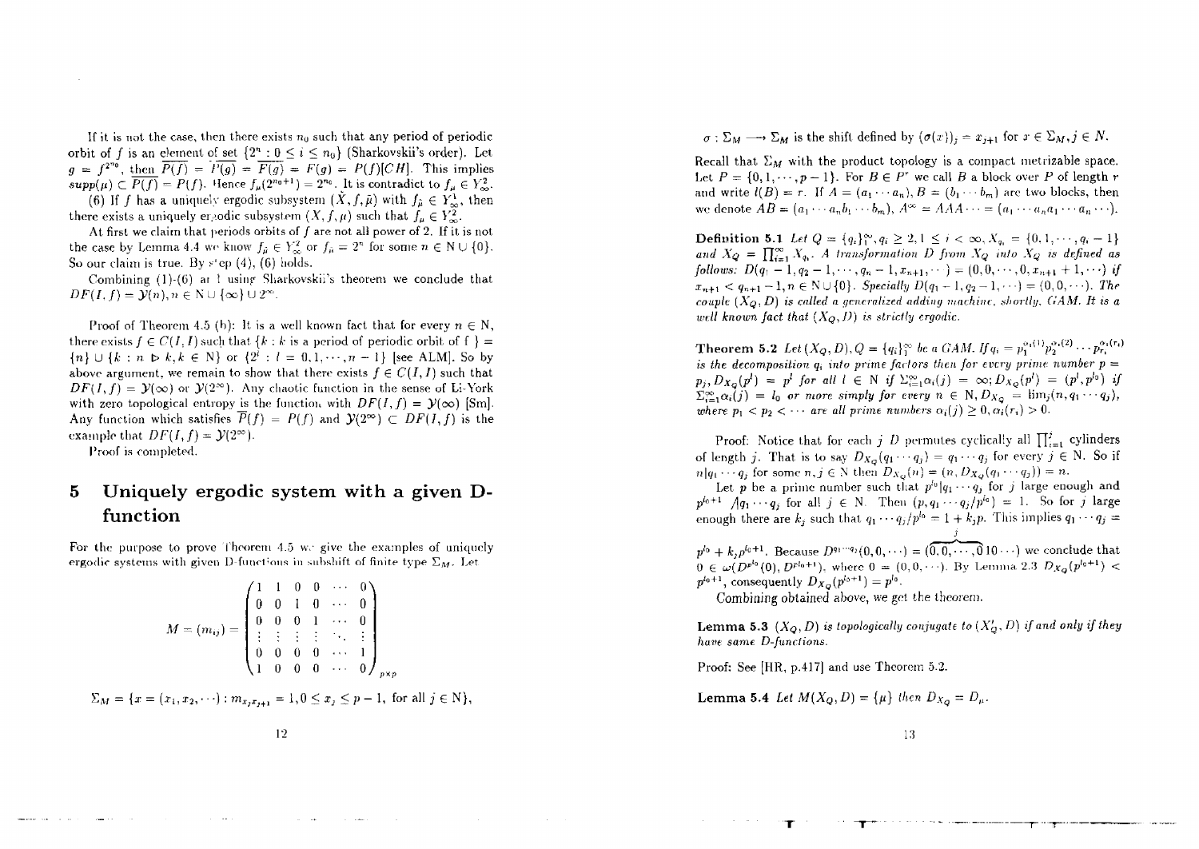If it is not the case, then there exists $n_0$ such that any period of periodic orbit of $f$ is an element of set $\{2^n : 0 \le i \le n_0\}$ (Sharkovskii's order). Let $g = f^{2^{n_0}}$, then $\overline{P(f)} = \overline{P(g)} = \overline{F(g)} = F(g) = P(f)[CH]$. This implies $supp(\mu) \subset \overline{P(f)} = P(f)$. Hence $f_\mu(2^{n_0+1}) = 2^{n_0}$. It is contradict to $f_\mu \in Y^2_\infty$.

(6) If $f$ has a uniquely ergodic subsystem $(\hat{X}, f, \hat{\mu})$ with $f_{\hat{\mu}} \in Y^1_\infty$, then there exists a uniquely ergodic subsystem $(X, f, \mu)$ such that $f_\mu \in Y^2_\infty$.

At first we claim that periods orbits of $f$ are not all power of 2. If it is not the case by Lemma 4.4 we know $f_{\hat{\mu}} \in Y^2_\infty$ or $f_{\hat{\mu}} = 2^n$ for some $n \in \mathbb{N} \cup \{0\}$. So our claim is true. By step (4), (6) holds.

Combining (1)-(6) and using Sharkovskii's theorem we conclude that $DF(I, f) = \mathcal{Y}(n), n \in \mathbb{N} \cup \{\infty\} \cup 2^\infty$.

Proof of Theorem 4.5 (b): It is a well known fact that for every $n \in \mathbb{N}$, there exists $f \in C(I, I)$ such that $\{k : k$ is a period of periodic orbit of f $\} = \{n\} \cup \{k : n \triangleright k, k \in \mathbb{N}\}$ or $\{2^l : l = 0, 1, \cdots, n-1\}$ [see ALM]. So by above argument, we remain to show that there exists $f \in C(I, I)$ such that $DF(I, f) = \mathcal{Y}(\infty)$ or $\mathcal{Y}(2^\infty)$. Any chaotic function in the sense of Li-York with zero topological entropy is the function with $DF(I, f) = \mathcal{Y}(\infty)$ [Sm]. Any function which satisfies $\overline{P}(f) = P(f)$ and $\mathcal{Y}(2^\infty) \subset DF(I, f)$ is the example that $DF(I, f) = \mathcal{Y}(2^\infty)$.

Proof is completed.

# 5 Uniquely ergodic system with a given D-function

For the purpose to prove Theorem 4.5 we give the examples of uniquely ergodic systems with given D-functions in subshift of finite type $\Sigma_M$. Let

$$M = (m_{ij}) = \begin{pmatrix} 1 & 1 & 0 & 0 & \cdots & 0 \\ 0 & 0 & 1 & 0 & \cdots & 0 \\ 0 & 0 & 0 & 1 & \cdots & 0 \\ \vdots & \vdots & \vdots & \vdots & \ddots & \vdots \\ 0 & 0 & 0 & 0 & \cdots & 1 \\ 1 & 0 & 0 & 0 & \cdots & 0 \end{pmatrix}_{p \times p}$$

$$\Sigma_M = \{x = (x_1, x_2, \cdots) : m_{x_j x_{j+1}} = 1, 0 \le x_j \le p-1, \text{ for all } j \in \mathbb{N}\},$$

$\sigma : \Sigma_M \longrightarrow \Sigma_M$ is the shift defined by $(\sigma(x))_j = x_{j+1}$ for $x \in \Sigma_M, j \in N$.

Recall that $\Sigma_M$ with the product topology is a compact metrizable space. Let $P = \{0, 1, \cdots, p-1\}$. For $B \in P^r$ we call $B$ a block over $P$ of length $r$ and write $l(B) = r$. If $A = (a_1 \cdots a_n)$, $B = (b_1 \cdots b_m)$ are two blocks, then we denote $AB = (a_1 \cdots a_n b_1 \cdots b_m)$, $A^\infty = AAA\cdots = (a_1 \cdots a_n a_1 \cdots a_n \cdots)$.

**Definition 5.1** *Let $Q = \{q_i\}_1^\infty, q_i \ge 2, 1 \le i < \infty, X_{q_i} = \{0, 1, \cdots, q_i - 1\}$ and $X_Q = \prod_{i=1}^\infty X_{q_i}$. A transformation $D$ from $X_Q$ into $X_Q$ is defined as follows: $D(q_1 - 1, q_2 - 1, \cdots, q_n - 1, x_{n+1}, \cdots) = (0, 0, \cdots, 0, x_{n+1} + 1, \cdots)$ if $x_{n+1} < q_{n+1} - 1, n \in \mathbb{N} \cup \{0\}$. Specially $D(q_1 - 1, q_2 - 1, \cdots) = (0, 0, \cdots)$. The couple $(X_Q, D)$ is called a generalized adding machine, shortly, GAM. It is a well known fact that $(X_Q, D)$ is strictly ergodic.*

**Theorem 5.2** *Let $(X_Q, D), Q = \{q_i\}_1^\infty$ be a GAM. If $q_i = p_1^{\alpha_i(1)} p_2^{\alpha_i(2)} \cdots p_{r_i}^{\alpha_i(r_i)}$ is the decomposition $q_i$ into prime factors then for every prime number $p = p_j$, $D_{X_Q}(p^l) = p^l$ for all $l \in \mathbb{N}$ if $\Sigma_{i=1}^\infty \alpha_i(j) = \infty$; $D_{X_Q}(p^l) = (p^l, p^{l_0})$ if $\Sigma_{i=1}^\infty \alpha_i(j) = l_0$ or more simply for every $n \in \mathbb{N}$, $D_{X_Q} = \lim_j (n, q_1 \cdots q_j)$, where $p_1 < p_2 < \cdots$ are all prime numbers $\alpha_i(j) \ge 0, \alpha_i(r_i) > 0$.*

Proof: Notice that for each $j$ $D$ permutes cyclically all $\prod_{i=1}^j$ cylinders of length $j$. That is to say $D_{X_Q}(q_1 \cdots q_j) = q_1 \cdots q_j$ for every $j \in \mathbb{N}$. So if $n | q_1 \cdots q_j$ for some $n, j \in \mathbb{N}$ then $D_{X_Q}(n) = (n, D_{X_Q}(q_1 \cdots q_j)) = n$.

Let $p$ be a prime number such that $p^{l_0} | q_1 \cdots q_j$ for $j$ large enough and $p^{l_0+1} \not| q_1 \cdots q_j$ for all $j \in \mathbb{N}$. Then $(p, q_1 \cdots q_j / p^{l_0}) = 1$. So for $j$ large enough there are $k_j$ such that $q_1 \cdots q_j / p^{l_0} = 1 + k_j p$. This implies $q_1 \cdots q_j = p^{l_0} + k_j p^{l_0+1}$. Because $D^{q_1 \cdots q_j}(0, 0, \cdots) = (\overbrace{0, 0, \cdots, 0}^{j} 1 0 \cdots)$ we conclude that $0 \in \omega(D^{p^{l_0}}(0), D^{p^{l_0+1}})$, where $0 = (0, 0, \cdots)$. By Lemma 2.3 $D_{X_Q}(p^{l_0+1}) < p^{l_0+1}$, consequently $D_{X_Q}(p^{l_0+1}) = p^{l_0}$.

Combining obtained above, we get the theorem.

**Lemma 5.3** *$(X_Q, D)$ is topologically conjugate to $(X'_Q, D)$ if and only if they have same D-functions.*

Proof: See [HR, p.417] and use Theorem 5.2.

**Lemma 5.4** *Let $M(X_Q, D) = \{\mu\}$ then $D_{X_Q} = D_\mu$.*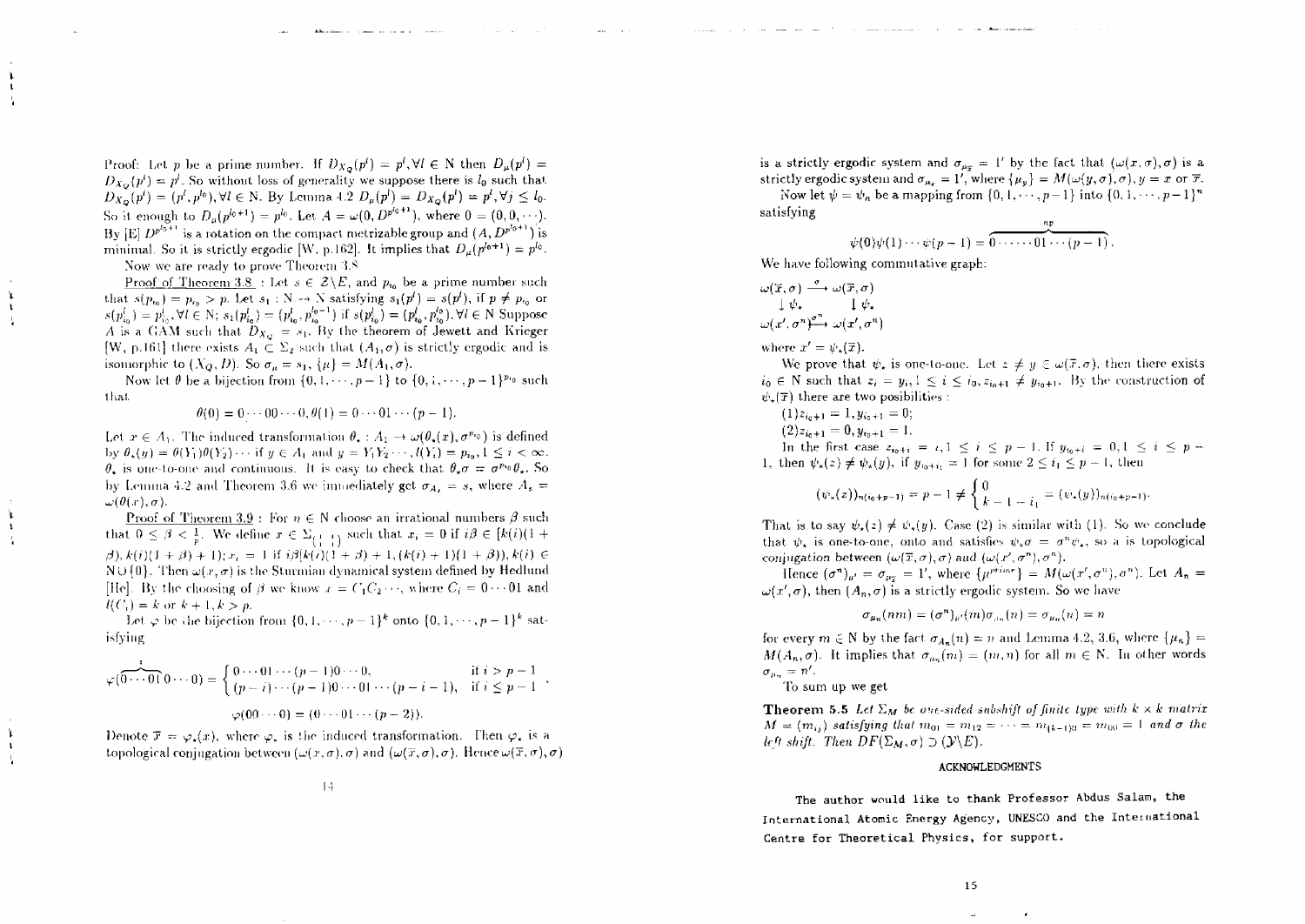Proof: Let $p$ be a prime number. If $D_{X_Q}(p^l) = p^l, \forall l \in \mathbb{N}$ then $D_\mu(p^l) = D_{X_Q}(p^l) = p^l$. So without loss of generality we suppose there is $l_0$ such that $D_{X_Q}(p^l) = (p^l, p^{l_0}), \forall l \in \mathbb{N}$. By Lemma 4.2 $D_\mu(p^j) = D_{X_Q}(p^j) = p^j, \forall j \leq l_0$. So it enough to $D_\mu(p^{l_0+1}) = p^{l_0}$. Let $A = \omega(0, D^{p^{l_0+1}})$, where $0 = (0, 0, \cdots)$. By [E] $D^{p^{l_0+1}}$ is a rotation on the compact metrizable group and $(A, D^{p^{l_0+1}})$ is minimal. So it is strictly ergodic [W, p.162]. It implies that $D_\mu(p^{l_0+1}) = p^{l_0}$.

Now we are ready to prove Theorem 3.8.

Proof of Theorem 3.8 : Let $s \in \mathcal{Z}\backslash E$, and $p_{i_0}$ be a prime number such that $s(p_{i_0}) = p_{i_0} > p$. Let $s_1 : \mathbb{N} \to \mathbb{N}$ satisfying $s_1(p^l) = s(p^l)$, if $p \neq p_{i_0}$ or $s(p_{i_0}^l) = p_{i_0}^l, \forall l \in \mathbb{N}$; $s_1(p_{i_0}^l) = (p_{i_0}^l, p_{i_0}^{l_0 - 1})$ if $s(p_{i_0}^l) = (p_{i_0}^l, p_{i_0}^{l_0}), \forall l \in \mathbb{N}$ Suppose $A$ is a GAM such that $D_{X_Q} = s_1$. By the theorem of Jewett and Krieger [W, p.161] there exists $A_1 \subset \Sigma_2$ such that $(A_1, \sigma)$ is strictly ergodic and is isomorphic to $(X_Q, D)$. So $\sigma_\mu = s_1$, $\{\mu\} = M(A_1, \sigma)$.

Now let $\theta$ be a bijection from $\{0, 1, \cdots, p-1\}$ to $\{0, 1, \cdots, p-1\}^{p_{i_0}}$ such that

$$\theta(0) = 0 \cdots 00 \cdots 0, \theta(1) = 0 \cdots 01 \cdots (p-1).$$

Let $x \in A_1$. The induced transformation $\theta_* : A_1 \to \omega(\theta_*(x), \sigma^{p_{i_0}})$ is defined by $\theta_*(y) = \theta(Y_1)\theta(Y_2) \cdots$ if $y \in A_1$ and $y = Y_1 Y_2 \cdots, l(Y_i) = p_{i_0}, 1 \leq i < \infty$. $\theta_*$ is one-to-one and continuous. It is easy to check that $\theta_* \sigma = \sigma^{p_{i_0}} \theta_*$. So by Lemma 4.2 and Theorem 3.6 we immediately get $\sigma_{A_s} = s$, where $A_s = \omega(\theta(x), \sigma)$.

Proof of Theorem 3.9 : For $n \in \mathbb{N}$ choose an irrational numbers $\beta$ such that $0 \leq \beta < \frac{1}{p}$. We define $x \in \Sigma_{(1\ 1)}$ such that $x_i = 0$ if $i\beta \in [k(i)(1 + \beta), k(i)(1 + \beta) + 1)$; $x_i = 1$ if $i\beta[k(i)(1 + \beta) + 1, (k(i) + 1)(1 + \beta)), k(i) \in \mathbb{N} \cup \{0\}$. Then $\omega(x, \sigma)$ is the Sturmian dynamical system defined by Hedlund [He]. By the choosing of $\beta$ we know $x = C_1 C_2 \cdots$, where $C_i = 0 \cdots 01$ and $l(C_i) = k$ or $k + 1, k > p$.

Let $\varphi$ be the bijection from $\{0, 1, \cdots, p-1\}^k$ onto $\{0, 1, \cdots, p-1\}^k$ satisfying

$$\varphi(\overbrace{0 \cdots 01}^{i} 0 \cdots 0) = \begin{cases} 0 \cdots 01 \cdots (p-1)0 \cdots 0, & \text{if } i > p-1 \\ (p-i) \cdots (p-1)0 \cdots 01 \cdots (p-i-1), & \text{if } i \leq p-1 \end{cases},$$

$$\varphi(00 \cdots 0) = (0 \cdots 01 \cdots (p-2)).$$

Denote $\overline{x} = \varphi_*(x)$, where $\varphi_*$ is the induced transformation. Then $\varphi_*$ is a topological conjugation between $(\omega(x, \sigma), \sigma)$ and $(\omega(\overline{x}, \sigma), \sigma)$. Hence $\omega(\overline{x}, \sigma), \sigma)$ is a strictly ergodic system and $\sigma_{\mu_{\overline{x}}} = 1'$ by the fact that $(\omega(x, \sigma), \sigma)$ is a strictly ergodic system and $\sigma_{\mu_x} = 1'$, where $\{\mu_y\} = M(\omega(y, \sigma), \sigma), y = x$ or $\overline{x}$.

Now let $\psi = \psi_n$ be a mapping from $\{0, 1, \cdots, p-1\}$ into $\{0, 1, \cdots, p-1\}^n$ satisfying

$$\psi(0)\psi(1) \cdots \psi(p-1) = \overbrace{0 \cdots \cdots 01 \cdots (p-1)}^{np}.$$

We have following commutative graph:

$$\begin{array}{ccc} \omega(\overline{x}, \sigma) & \xrightarrow{\sigma} & \omega(\overline{x}, \sigma) \\ \downarrow \psi_* & & \downarrow \psi_* \\ \omega(x', \sigma^n) & \xrightarrow{\sigma^n} & \omega(x', \sigma^n) \end{array}$$

where $x' = \psi_*(\overline{x})$.

We prove that $\psi_*$ is one-to-one. Let $z \neq y \in \omega(\overline{x}, \sigma)$, then there exists $i_0 \in \mathbb{N}$ such that $z_i = y_i, 1 \leq i \leq i_0, z_{i_0+1} \neq y_{i_0+1}$. By the construction of $\psi_*(\overline{x})$ there are two posibilities :

$(1) z_{i_0+1} = 1, y_{i_0+1} = 0$;

$(2) z_{i_0+1} = 0, y_{i_0+1} = 1$.

In the first case $z_{i_0+i} = i, 1 \leq i \leq p-1$. If $y_{i_0+i} = 0, 1 \leq i \leq p-1$, then $\psi_*(z) \neq \psi_*(y)$, if $y_{i_0+i_1} = 1$ for some $2 \leq i_1 \leq p-1$, then

$$(\psi_*(z))_{n(i_0+p-1)} = p - 1 \neq \begin{cases} 0 \\ k - 1 - i_1 \end{cases} = (\psi_*(y))_{n(i_0+p-1)}.$$

That is to say $\psi_*(z) \neq \psi_*(y)$. Case (2) is similar with (1). So we conclude that $\psi_*$ is one-to-one, onto and satisfies $\psi_* \sigma = \sigma^n \psi_*$, so a is topological conjugation between $(\omega(\overline{x}, \sigma), \sigma)$ and $(\omega(x', \sigma^n), \sigma^n)$.

Hence $(\sigma^n)_{\mu'} = \sigma_{\mu_{\overline{x}}} = 1'$, where $\{\mu^{prime}\} = M(\omega(x', \sigma^n), \sigma^n)$. Let $A_n = \omega(x', \sigma)$, then $(A_n, \sigma)$ is a strictly ergodic system. So we have

$$\sigma_{\mu_n}(nm) = (\sigma^n)_{\mu'}(m)\sigma_{\mu_n}(n) = \sigma_{\mu_n}(n) = n$$

for every $m \in \mathbb{N}$ by the fact $\sigma_{A_n}(n) = n$ and Lemma 4.2, 3.6, where $\{\mu_n\} = M(A_n, \sigma)$. It implies that $\sigma_{\mu_n}(m) = (m, n)$ for all $m \in \mathbb{N}$. In other words $\sigma_{\mu_n} = n'$.

To sum up we get

**Theorem 5.5** *Let $\Sigma_M$ be one-sided subshift of finite type with $k \times k$ matrix $M = (m_{ij})$ satisfying that $m_{01} = m_{12} = \cdots = m_{(k-1)0} = m_{00} = 1$ and $\sigma$ the left shift. Then $DF(\Sigma_M, \sigma) \supset (\mathcal{Y}\backslash E)$.*

## ACKNOWLEDGMENTS

The author would like to thank Professor Abdus Salam, the International Atomic Energy Agency, UNESCO and the International Centre for Theoretical Physics, for support.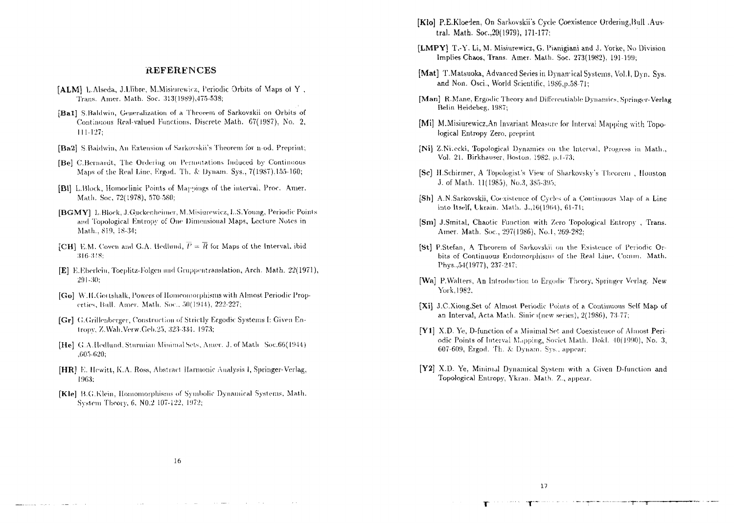## REFERENCES

**[ALM]** L.Alseda, J.Llibre, M.Misiurewicz, Periodic Orbits of Maps of Y , Trans. Amer. Math. Soc. 313(1989),475-538;

**[Ba1]** S.Baldwin, Generalization of a Theorem of Sarkovskii on Orbits of Continuous Real-valued Functions, Discrete Math. 67(1987), No. 2, 111-127;

**[Ba2]** S.Baldwin, An Extension of Sarkovskii's Theorem for n-od, Preprint;

**[Be]** C.Bernardt, The Ordering on Permutations Induced by Continuous Maps of the Real Line, Ergod. Th. & Dynam. Sys., 7(1987).155-160;

**[Bl]** L.Block, Homoclinic Points of Mappings of the interval, Proc. Amer. Math. Soc, 72(1978), 570-580;

**[BGMY]** L.Block, J.Guckenheimer, M.Misiurewicz, L.S.Young, Periodic Points and Topological Entropy of One Dimensional Maps, Lecture Notes in Math., 819, 18-34;

**[CH]** E.M. Coven and G.A. Hedlund, $\overline{P} = \overline{R}$ for Maps of the Interval, ibid 316-318;

**[E]** E.Eberlein, Toeplitz-Folgen und Gruppentranslation, Arch. Math. 22(1971), 291-30;

**[Go]** W.H.Gottshalk, Powers of Homeomorphisms with Almost Periodic Properties, Bull. Amer. Math. Soc., 50(1944), 222-227;

**[Gr]** G.Grillenberger, Construction of Strictly Ergodic Systems I: Given Entropy. Z.Wah.Verw.Geb.25, 323-334. 1973;

**[He]** G.A.Hedlund, Sturmian Minimal Sets, Amer. J. of Math Soc.66(1944) ,605-620;

**[HR]** E. Hewitt, K.A. Ross, Abstract Harmonic Analysis I, Springer-Verlag, 1963;

**[Kle]** B.G.Klein, Homomorphisms of Symbolic Dynamical Systems, Math. System Theory, 6, N0.2 107-122, 1972;

**[Klo]** P.E.Kloeden, On Sarkovskii's Cycle Coexistence Ordering,Bull .Austral. Math. Soc.,20(1979), 171-177;

**[LMPY]** T.-Y. Li, M. Misiurewicz, G. Pianigiani and J. Yorke, No Division Implies Chaos, Trans. Amer. Math. Soc. 273(1982), 191-199;

**[Mat]** T.Matsuoka, Advanced Series in Dynamical Systems, Vol.1, Dyn. Sys. and Non. Osci., World Scientific, 1986,p.58-71;

**[Man]** R.Mane, Ergodic Theory and Differentiable Dynamics, Springer-Verlag Belin Heidebeg, 1987;

**[Mi]** M.Misiurewicz,An Invariant Measure for Interval Mapping with Topological Entropy Zero, preprint

**[Ni]** Z.Nitecki, Topological Dynamics on the Interval, Progress in Math., Vol. 21. Birkhauser, Boston, 1982, p.1-73;

**[Sc]** H.Schirmer, A Topologist's View of Sharkovsky's Theorem , Houston J. of Math. 11(1985), No.3, 385-395;

**[Sh]** A.N.Sarkovskii, Coexistence of Cycles of a Continuous Map of a Line into Itself, Ukrain. Math. J.,16(1964), 61-71;

**[Sm]** J.Smital, Chaotic Function with Zero Topological Entropy , Trans. Amer. Math. Soc., 297(1986), No.1, 269-282;

**[St]** P.Stefan, A Theorem of Sarkovskii on the Existence of Periodic Orbits of Continuous Endomorphisms of the Real Line, Comm. Math. Phys.,54(1977), 237-247;

**[Wa]** P.Walters, An Introduction to Ergodic Theory, Springer Verlag. New York,1982.

**[Xi]** J.C.Xiong,Set of Almost Periodic Points of a Continuous Self Map of an Interval, Acta Math. Sinica(new series), 2(1986), 73-77;

**[Y1]** X.D. Ye, D-function of a Minimal Set and Coexistence of Almost Periodic Points of Interval Mapping, Soviet Math. Dokl. 40(1990), No. 3, 607-609, Ergod. Th. & Dynam. Sys., appear;

**[Y2]** X.D. Ye, Minimal Dynamical System with a Given D-function and Topological Entropy, Ykran. Math. Z., appear.